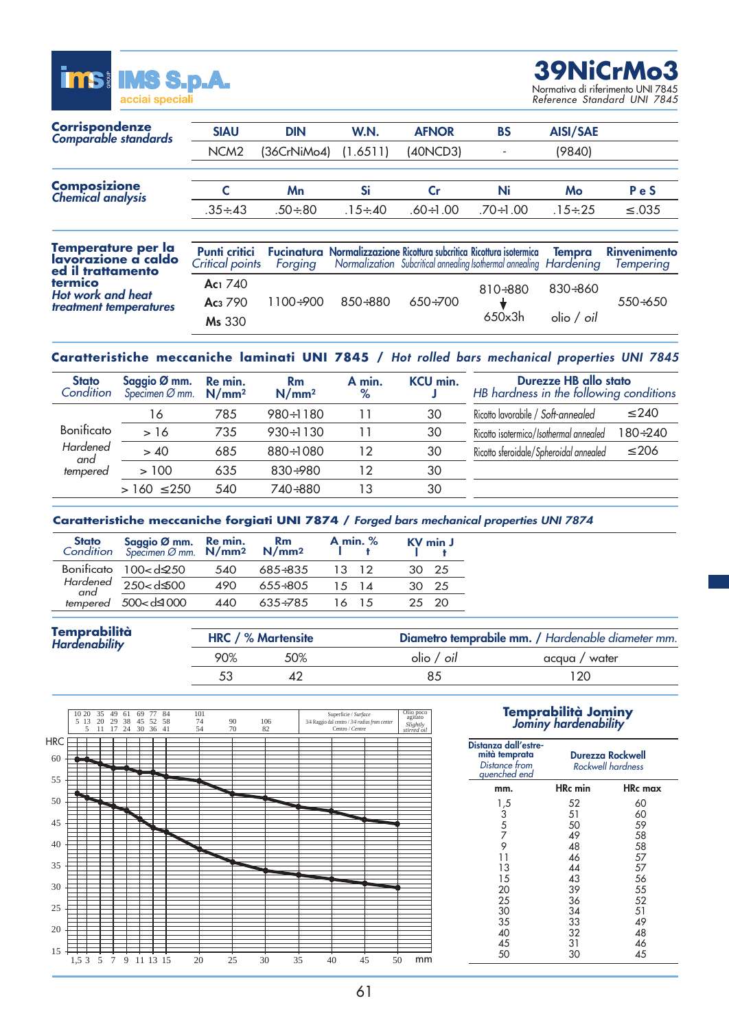# IMS S.p.A.
acciai speciali

# 39NiCrMo3

Normativa di riferimento UNI 7845
*Reference Standard UNI 7845*

## Corrispondenze
*Comparable standards*

| SIAU | DIN | W.N. | AFNOR | BS | AISI/SAE |
|---|---|---|---|---|---|
| NCM2 | (36CrNiMo4) | (1.6511) | (40NCD3) | - | (9840) |

## Composizione
*Chemical analysis*

| C | Mn | Si | Cr | Ni | Mo | P e S |
|---|---|---|---|---|---|---|
| .35÷.43 | .50÷.80 | .15÷.40 | .60÷1.00 | .70÷1.00 | .15÷.25 | ≤.035 |

## Temperature per la lavorazione a caldo ed il trattamento termico
*Hot work and heat treatment temperatures*

| Punti critici *Critical points* | Fucinatura *Forging* | Normalizzazione *Normalization* | Ricottura subcritica *Subcritical annealing* | Ricottura isotermica *Isothermal annealing* | Tempra *Hardening* | Rinvenimento *Tempering* |
|---|---|---|---|---|---|---|
| Ac1 740<br>Ac3 790<br>Ms 330 | 1100÷900 | 850÷880 | 650÷700 | 810÷880 ↓ 650x3h | 830÷860 olio / *oil* | 550÷650 |

## Caratteristiche meccaniche laminati UNI 7845 / *Hot rolled bars mechanical properties UNI 7845*

| Stato *Condition* | Saggio Ø mm. *Specimen Ø mm.* | Re min. N/mm² | Rm N/mm² | A min. % | KCU min. J |
|---|---|---|---|---|---|
| Bonificato *Hardened and tempered* | 16 | 785 | 980÷1180 | 11 | 30 |
| | > 16 | 735 | 930÷1130 | 11 | 30 |
| | > 40 | 685 | 880÷1080 | 12 | 30 |
| | > 100 | 635 | 830÷980 | 12 | 30 |
| | > 160 ≤250 | 540 | 740÷880 | 13 | 30 |

| Durezze HB allo stato / *HB hardness in the following conditions* | |
|---|---|
| Ricotto lavorabile / *Soft-annealed* | ≤240 |
| Ricotto isotermico/*Isothermal annealed* | 180÷240 |
| Ricotto sferoidale/*Spheroidal annealed* | ≤206 |

## Caratteristiche meccaniche forgiati UNI 7874 / *Forged bars mechanical properties UNI 7874*

| Stato *Condition* | Saggio Ø mm. *Specimen Ø mm.* | Re min. N/mm² | Rm N/mm² | A min. % l | A min. % t | KV min J l | KV min J t |
|---|---|---|---|---|---|---|---|
| Bonificato *Hardened and tempered* | 100<d≤250 | 540 | 685÷835 | 13 | 12 | 30 | 25 |
| | 250<d≤500 | 490 | 655÷805 | 15 | 14 | 30 | 25 |
| | 500<d≤1000 | 440 | 635÷785 | 16 | 15 | 25 | 20 |

## Temprabilità
*Hardenability*

| HRC / % Martensite | | Diametro temprabile mm. / *Hardenable diameter mm.* | |
|---|---|---|---|
| 90% | 50% | olio / *oil* | acqua / water |
| 53 | 42 | 85 | 120 |

## Temprabilità Jominy
*Jominy hardenability*

| Distanza dall'estremità temprata *Distance from quenched end* mm. | Durezza Rockwell *Rockwell hardness* HRc min | HRc max |
|---|---|---|
| 1,5 | 52 | 60 |
| 3 | 51 | 60 |
| 5 | 50 | 59 |
| 7 | 49 | 58 |
| 9 | 48 | 58 |
| 11 | 46 | 57 |
| 13 | 44 | 57 |
| 15 | 43 | 56 |
| 20 | 39 | 55 |
| 25 | 36 | 52 |
| 30 | 34 | 51 |
| 35 | 33 | 49 |
| 40 | 32 | 48 |
| 45 | 31 | 46 |
| 50 | 30 | 45 |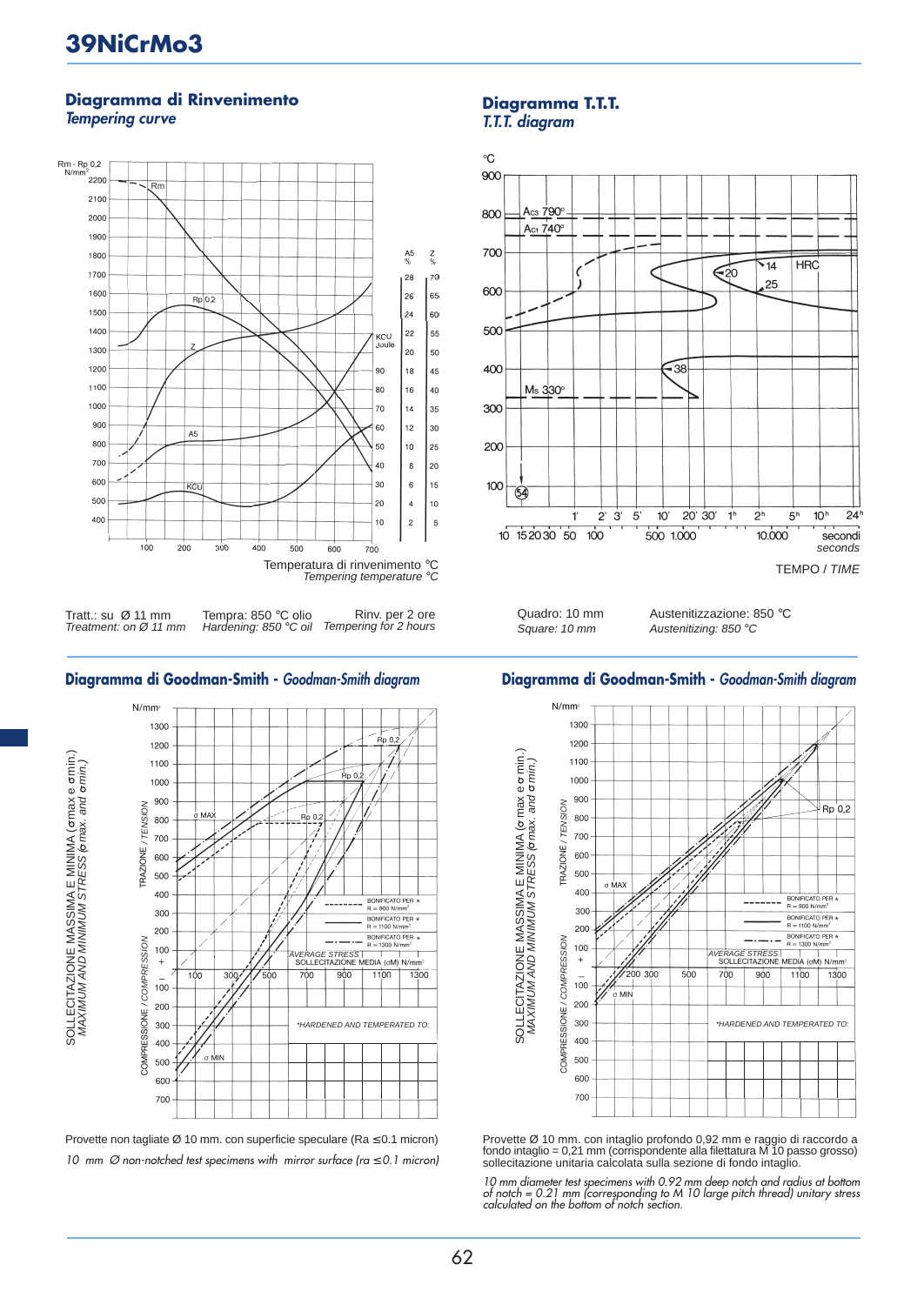# 39NiCrMo3

## Diagramma di Rinvenimento
*Tempering curve*

Rm - Rp 0,2
N/mm²
2200
2100
2000
1900
1800
1700
1600
1500
1400
1300
1200
1100
1000
900
800
700
600
500
400

Rm
Rp 0,2
Z
A5
KCU

KCU Joule
90
80
70
60
50
40
30
20
10

A5 %
28
26
24
22
20
18
16
14
12
10
8
6
4
2

Z %
70
65
60
55
50
45
40
35
30
25
20
15
10
5

100 200 300 400 500 600 700

Temperatura di rinvenimento °C
*Tempering temperature °C*

Tratt.: su Ø 11 mm
*Treatment: on Ø 11 mm*

Tempra: 850 °C olio
*Hardening: 850 °C oil*

Rinv. per 2 ore
*Tempering for 2 hours*

## Diagramma T.T.T.
*T.T.T. diagram*

°C
900
800
700
600
500
400
300
200
100

$A_{c3}$ 790°
$A_{c1}$ 740°
Ms 330°

20
14
25
HRC
38
54

1' 2' 3' 5' 10' 20' 30' 1ʰ 2ʰ 5ʰ 10ʰ 24ʰ
10 15 20 30 50 100 500 1.000 10.000 secondi
*seconds*

TEMPO / *TIME*

Quadro: 10 mm
*Square: 10 mm*

Austenitizzazione: 850 °C
*Austenitizing: 850 °C*

## Diagramma di Goodman-Smith - *Goodman-Smith diagram*

SOLLECITAZIONE MASSIMA E MINIMA (σmax e σmin.)
*MAXIMUM AND MINIMUM STRESS (σmax. and σmin.)*

TRAZIONE / *TENSION*
COMPRESSIONE / *COMPRESSION*

N/mm²
1300
1200
1100
1000
900
800
700
600
500
400
300
200
100
+
–
100
200
300
400
500
600
700

σ MAX
σ MIN
Rp 0,2
Rp 0,2
Rp 0,2

BONIFICATO PER * R = 900 N/mm²
BONIFICATO PER * R = 1100 N/mm²
BONIFICATO PER * R = 1300 N/mm²

*AVERAGE STRESS*
SOLLECITAZIONE MEDIA (σM) N/mm²

100 300 500 700 900 1100 1300

**HARDENED AND TEMPERATED TO:*

Provette non tagliate Ø 10 mm. con superficie speculare (Ra ≤0.1 micron)

*10 mm Ø non-notched test specimens with mirror surface (ra ≤0.1 micron)*

## Diagramma di Goodman-Smith - *Goodman-Smith diagram*

SOLLECITAZIONE MASSIMA E MINIMA (σ max e σ min.)
*MAXIMUM AND MINIMUM STRESS (σ max. and σ min.)*

TRAZIONE / *TENSION*
COMPRESSIONE / *COMPRESSION*

N/mm²
1300
1200
1100
1000
900
800
700
600
500
400
300
200
100
+
–
100
200
300
400
500
600
700

σ MAX
σ MIN
Rp 0,2

BONIFICATO PER * R = 900 N/mm²
BONIFICATO PER * R = 1100 N/mm²
BONIFICATO PER * R = 1300 N/mm²

*AVERAGE STRESS*
SOLLECITAZIONE MEDIA (σM) N/mm²

200 300 500 700 900 1100 1300

**HARDENED AND TEMPERATED TO:*

Provette Ø 10 mm. con intaglio profondo 0,92 mm e raggio di raccordo a fondo intaglio = 0,21 mm (corrispondente alla filettatura M 10 passo grosso) sollecitazione unitaria calcolata sulla sezione di fondo intaglio.

*10 mm diameter test specimens with 0.92 mm deep notch and radius at bottom of notch = 0.21 mm (corresponding to M 10 large pitch thread) unitary stress calculated on the bottom of notch section.*